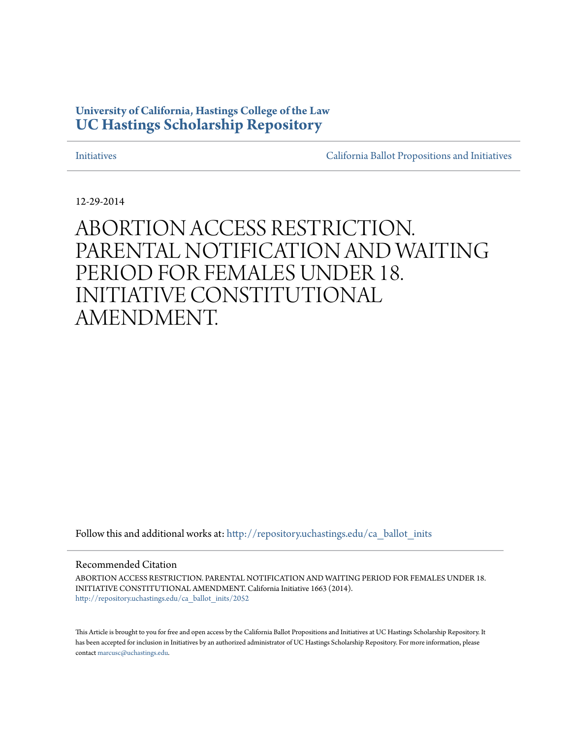**University of California, Hastings College of the Law**
**UC Hastings Scholarship Repository**

Initiatives | California Ballot Propositions and Initiatives

12-29-2014

# ABORTION ACCESS RESTRICTION. PARENTAL NOTIFICATION AND WAITING PERIOD FOR FEMALES UNDER 18. INITIATIVE CONSTITUTIONAL AMENDMENT.

Follow this and additional works at: http://repository.uchastings.edu/ca_ballot_inits

## Recommended Citation

ABORTION ACCESS RESTRICTION. PARENTAL NOTIFICATION AND WAITING PERIOD FOR FEMALES UNDER 18. INITIATIVE CONSTITUTIONAL AMENDMENT. California Initiative 1663 (2014).
http://repository.uchastings.edu/ca_ballot_inits/2052

This Article is brought to you for free and open access by the California Ballot Propositions and Initiatives at UC Hastings Scholarship Repository. It has been accepted for inclusion in Initiatives by an authorized administrator of UC Hastings Scholarship Repository. For more information, please contact marcusc@uchastings.edu.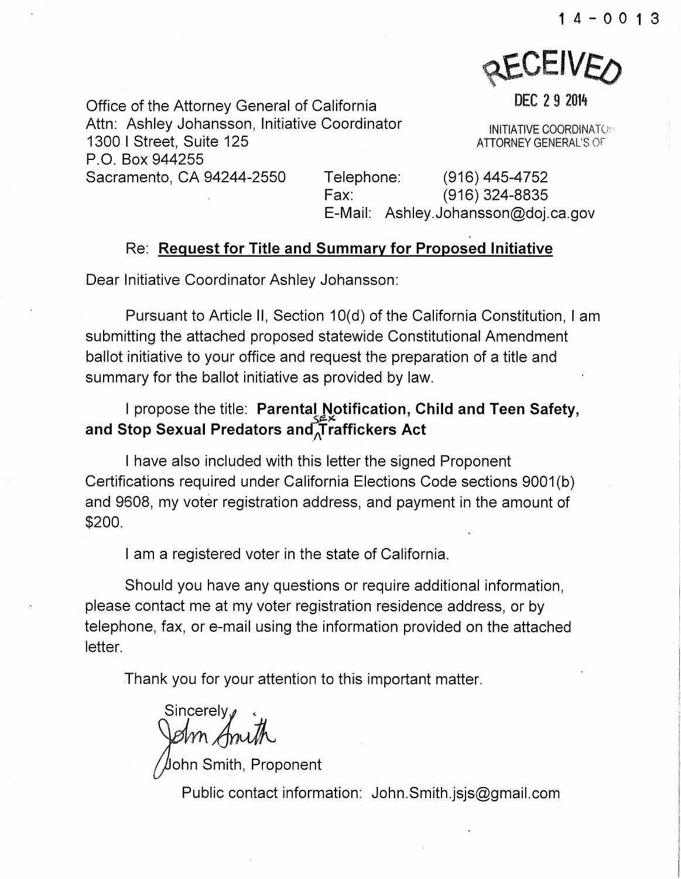14-0013

RECEIVED

DEC 29 2014

INITIATIVE COORDINATOR
ATTORNEY GENERAL'S OFFICE

Office of the Attorney General of California
Attn: Ashley Johansson, Initiative Coordinator
1300 I Street, Suite 125
P.O. Box 944255
Sacramento, CA 94244-2550

Telephone: (916) 445-4752
Fax: (916) 324-8835
E-Mail: Ashley.Johansson@doj.ca.gov

Re: **Request for Title and Summary for Proposed Initiative**

Dear Initiative Coordinator Ashley Johansson:

Pursuant to Article II, Section 10(d) of the California Constitution, I am submitting the attached proposed statewide Constitutional Amendment ballot initiative to your office and request the preparation of a title and summary for the ballot initiative as provided by law.

I propose the title: **Parental Notification, Child and Teen Safety, and Stop Sexual Predators and Sex Traffickers Act**

I have also included with this letter the signed Proponent Certifications required under California Elections Code sections 9001(b) and 9608, my voter registration address, and payment in the amount of $200.

I am a registered voter in the state of California.

Should you have any questions or require additional information, please contact me at my voter registration residence address, or by telephone, fax, or e-mail using the information provided on the attached letter.

Thank you for your attention to this important matter.

Sincerely,

John Smith

John Smith, Proponent

Public contact information: John.Smith.jsjs@gmail.com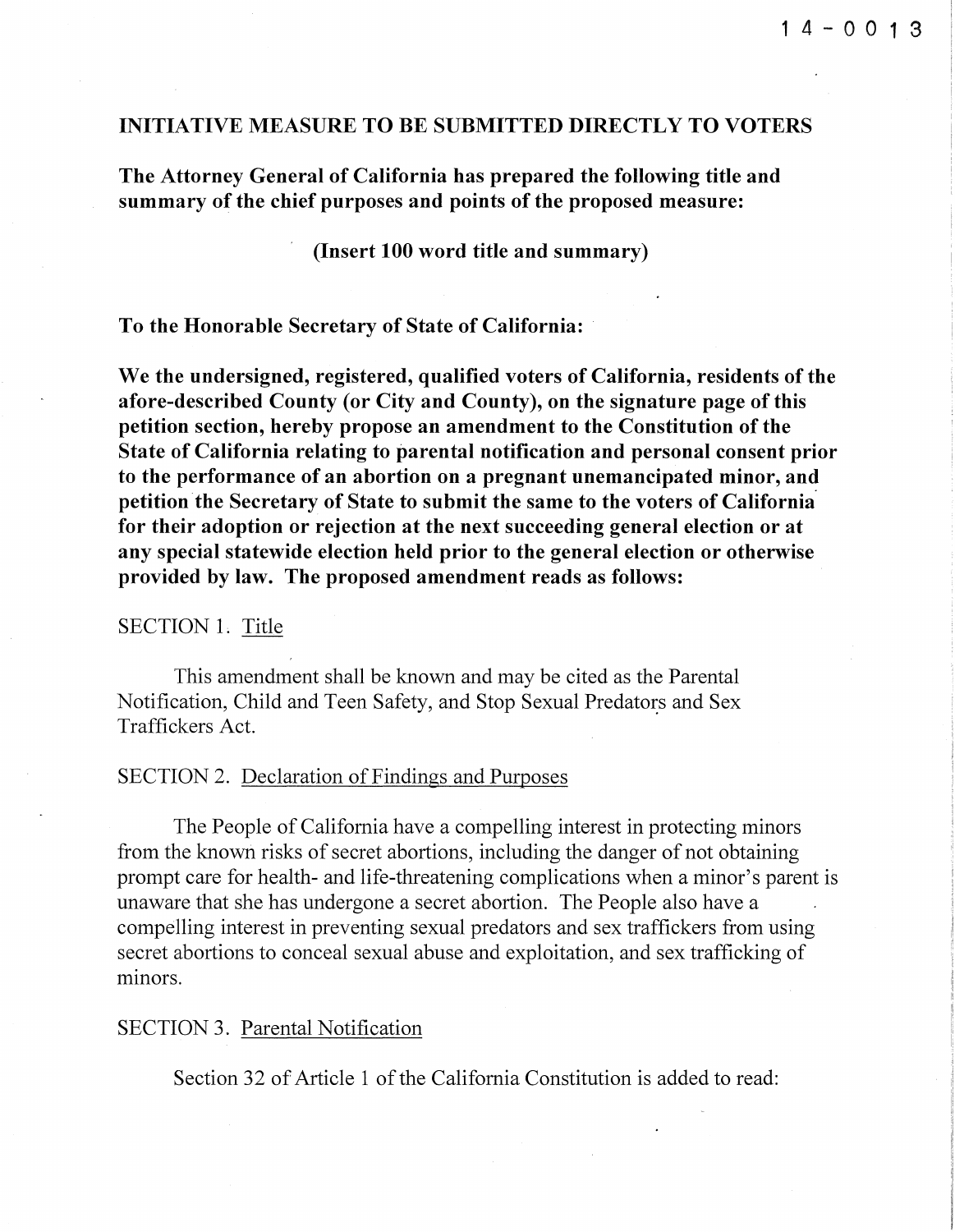14-0013

**INITIATIVE MEASURE TO BE SUBMITTED DIRECTLY TO VOTERS**

**The Attorney General of California has prepared the following title and summary of the chief purposes and points of the proposed measure:**

**(Insert 100 word title and summary)**

**To the Honorable Secretary of State of California:**

**We the undersigned, registered, qualified voters of California, residents of the afore-described County (or City and County), on the signature page of this petition section, hereby propose an amendment to the Constitution of the State of California relating to parental notification and personal consent prior to the performance of an abortion on a pregnant unemancipated minor, and petition the Secretary of State to submit the same to the voters of California for their adoption or rejection at the next succeeding general election or at any special statewide election held prior to the general election or otherwise provided by law. The proposed amendment reads as follows:**

SECTION 1. Title

This amendment shall be known and may be cited as the Parental Notification, Child and Teen Safety, and Stop Sexual Predators and Sex Traffickers Act.

SECTION 2. Declaration of Findings and Purposes

The People of California have a compelling interest in protecting minors from the known risks of secret abortions, including the danger of not obtaining prompt care for health- and life-threatening complications when a minor's parent is unaware that she has undergone a secret abortion. The People also have a compelling interest in preventing sexual predators and sex traffickers from using secret abortions to conceal sexual abuse and exploitation, and sex trafficking of minors.

SECTION 3. Parental Notification

Section 32 of Article 1 of the California Constitution is added to read: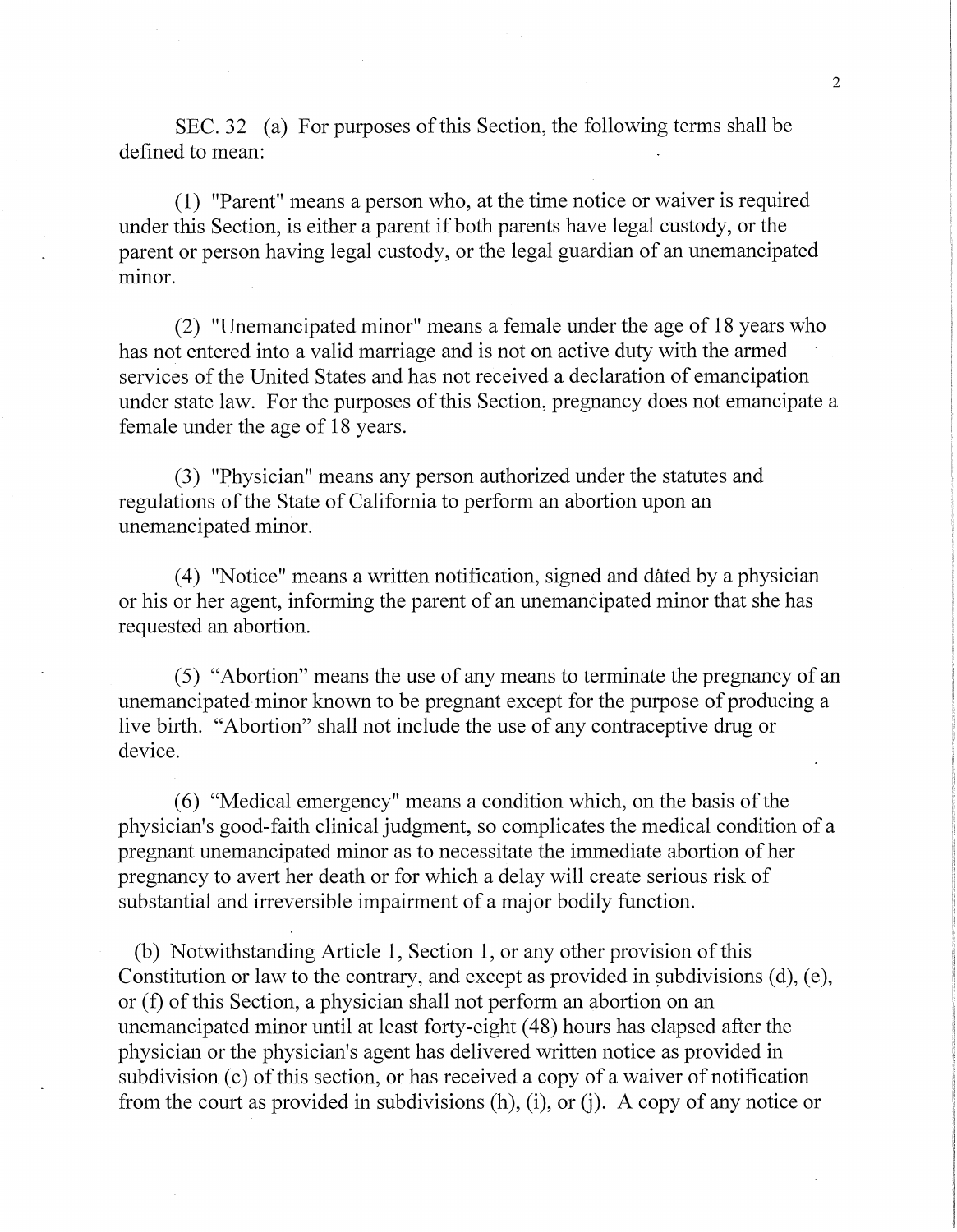SEC. 32 (a) For purposes of this Section, the following terms shall be defined to mean:

(1) "Parent" means a person who, at the time notice or waiver is required under this Section, is either a parent if both parents have legal custody, or the parent or person having legal custody, or the legal guardian of an unemancipated minor.

(2) "Unemancipated minor" means a female under the age of 18 years who has not entered into a valid marriage and is not on active duty with the armed services of the United States and has not received a declaration of emancipation under state law. For the purposes of this Section, pregnancy does not emancipate a female under the age of 18 years.

(3) "Physician" means any person authorized under the statutes and regulations of the State of California to perform an abortion upon an unemancipated minor.

(4) "Notice" means a written notification, signed and dated by a physician or his or her agent, informing the parent of an unemancipated minor that she has requested an abortion.

(5) "Abortion" means the use of any means to terminate the pregnancy of an unemancipated minor known to be pregnant except for the purpose of producing a live birth. "Abortion" shall not include the use of any contraceptive drug or device.

(6) "Medical emergency" means a condition which, on the basis of the physician's good-faith clinical judgment, so complicates the medical condition of a pregnant unemancipated minor as to necessitate the immediate abortion of her pregnancy to avert her death or for which a delay will create serious risk of substantial and irreversible impairment of a major bodily function.

(b) Notwithstanding Article 1, Section 1, or any other provision of this Constitution or law to the contrary, and except as provided in subdivisions (d), (e), or (f) of this Section, a physician shall not perform an abortion on an unemancipated minor until at least forty-eight (48) hours has elapsed after the physician or the physician's agent has delivered written notice as provided in subdivision (c) of this section, or has received a copy of a waiver of notification from the court as provided in subdivisions (h), (i), or (j). A copy of any notice or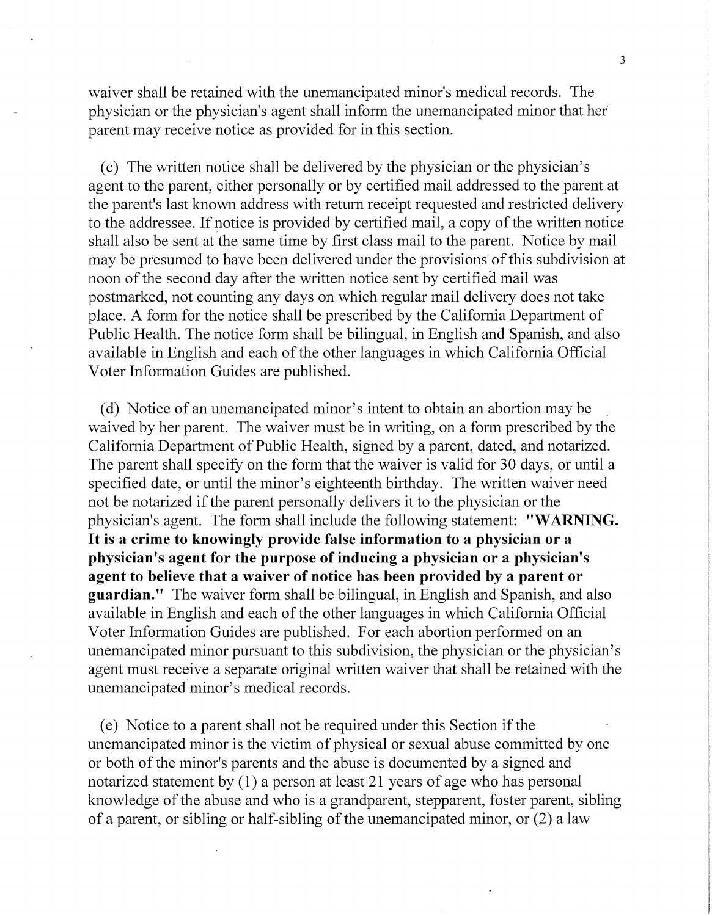waiver shall be retained with the unemancipated minor's medical records. The physician or the physician's agent shall inform the unemancipated minor that her parent may receive notice as provided for in this section.

(c) The written notice shall be delivered by the physician or the physician's agent to the parent, either personally or by certified mail addressed to the parent at the parent's last known address with return receipt requested and restricted delivery to the addressee. If notice is provided by certified mail, a copy of the written notice shall also be sent at the same time by first class mail to the parent. Notice by mail may be presumed to have been delivered under the provisions of this subdivision at noon of the second day after the written notice sent by certified mail was postmarked, not counting any days on which regular mail delivery does not take place. A form for the notice shall be prescribed by the California Department of Public Health. The notice form shall be bilingual, in English and Spanish, and also available in English and each of the other languages in which California Official Voter Information Guides are published.

(d) Notice of an unemancipated minor's intent to obtain an abortion may be waived by her parent. The waiver must be in writing, on a form prescribed by the California Department of Public Health, signed by a parent, dated, and notarized. The parent shall specify on the form that the waiver is valid for 30 days, or until a specified date, or until the minor's eighteenth birthday. The written waiver need not be notarized if the parent personally delivers it to the physician or the physician's agent. The form shall include the following statement: **"WARNING. It is a crime to knowingly provide false information to a physician or a physician's agent for the purpose of inducing a physician or a physician's agent to believe that a waiver of notice has been provided by a parent or guardian."** The waiver form shall be bilingual, in English and Spanish, and also available in English and each of the other languages in which California Official Voter Information Guides are published. For each abortion performed on an unemancipated minor pursuant to this subdivision, the physician or the physician's agent must receive a separate original written waiver that shall be retained with the unemancipated minor's medical records.

(e) Notice to a parent shall not be required under this Section if the unemancipated minor is the victim of physical or sexual abuse committed by one or both of the minor's parents and the abuse is documented by a signed and notarized statement by (1) a person at least 21 years of age who has personal knowledge of the abuse and who is a grandparent, stepparent, foster parent, sibling of a parent, or sibling or half-sibling of the unemancipated minor, or (2) a law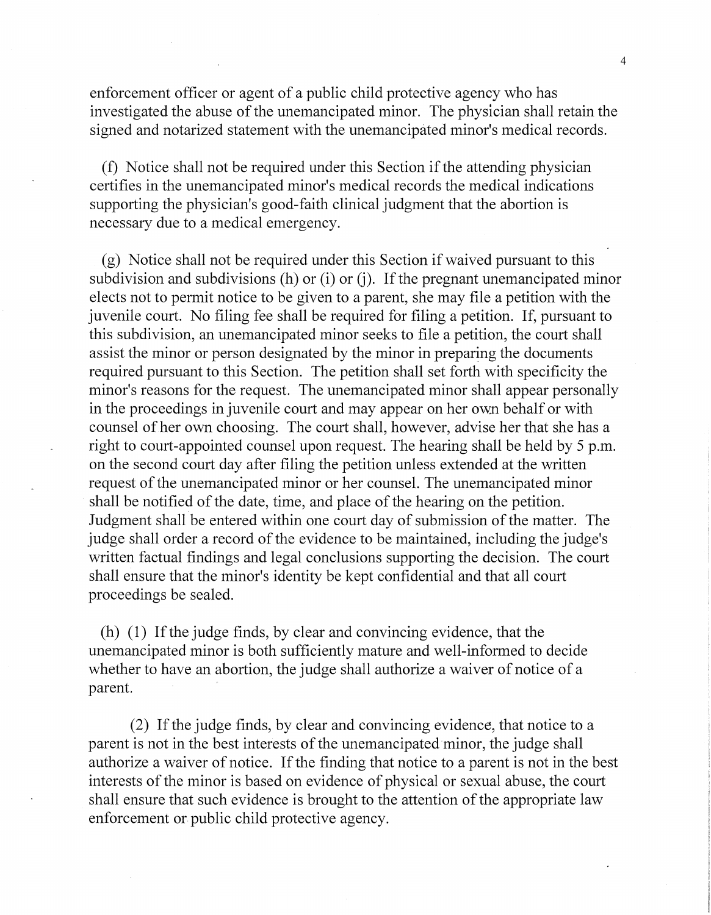enforcement officer or agent of a public child protective agency who has investigated the abuse of the unemancipated minor. The physician shall retain the signed and notarized statement with the unemancipated minor's medical records.

(f) Notice shall not be required under this Section if the attending physician certifies in the unemancipated minor's medical records the medical indications supporting the physician's good-faith clinical judgment that the abortion is necessary due to a medical emergency.

(g) Notice shall not be required under this Section if waived pursuant to this subdivision and subdivisions (h) or (i) or (j). If the pregnant unemancipated minor elects not to permit notice to be given to a parent, she may file a petition with the juvenile court. No filing fee shall be required for filing a petition. If, pursuant to this subdivision, an unemancipated minor seeks to file a petition, the court shall assist the minor or person designated by the minor in preparing the documents required pursuant to this Section. The petition shall set forth with specificity the minor's reasons for the request. The unemancipated minor shall appear personally in the proceedings in juvenile court and may appear on her own behalf or with counsel of her own choosing. The court shall, however, advise her that she has a right to court-appointed counsel upon request. The hearing shall be held by 5 p.m. on the second court day after filing the petition unless extended at the written request of the unemancipated minor or her counsel. The unemancipated minor shall be notified of the date, time, and place of the hearing on the petition. Judgment shall be entered within one court day of submission of the matter. The judge shall order a record of the evidence to be maintained, including the judge's written factual findings and legal conclusions supporting the decision. The court shall ensure that the minor's identity be kept confidential and that all court proceedings be sealed.

(h) (1) If the judge finds, by clear and convincing evidence, that the unemancipated minor is both sufficiently mature and well-informed to decide whether to have an abortion, the judge shall authorize a waiver of notice of a parent.

(2) If the judge finds, by clear and convincing evidence, that notice to a parent is not in the best interests of the unemancipated minor, the judge shall authorize a waiver of notice. If the finding that notice to a parent is not in the best interests of the minor is based on evidence of physical or sexual abuse, the court shall ensure that such evidence is brought to the attention of the appropriate law enforcement or public child protective agency.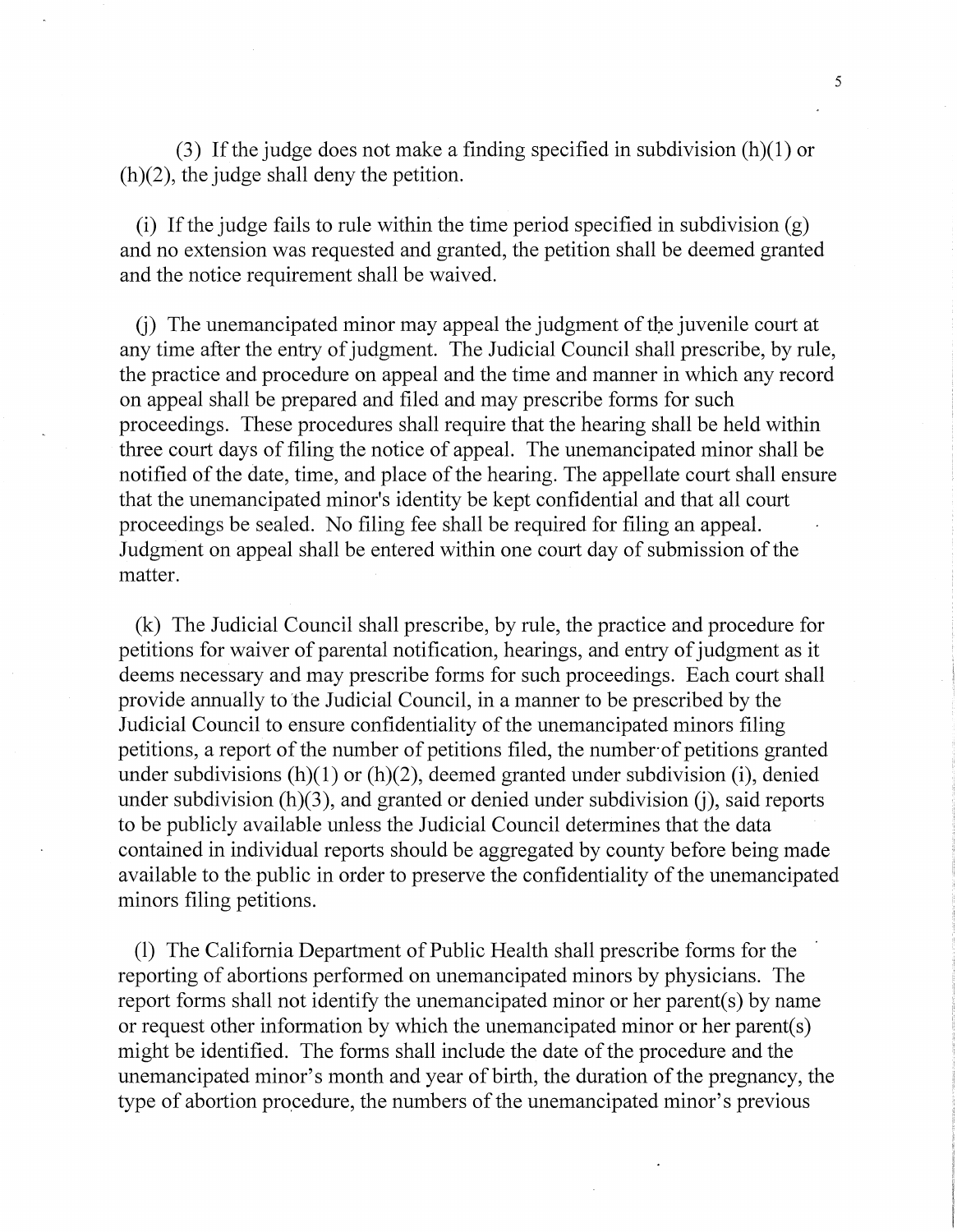(3) If the judge does not make a finding specified in subdivision (h)(1) or (h)(2), the judge shall deny the petition.

(i) If the judge fails to rule within the time period specified in subdivision (g) and no extension was requested and granted, the petition shall be deemed granted and the notice requirement shall be waived.

(j) The unemancipated minor may appeal the judgment of the juvenile court at any time after the entry of judgment. The Judicial Council shall prescribe, by rule, the practice and procedure on appeal and the time and manner in which any record on appeal shall be prepared and filed and may prescribe forms for such proceedings. These procedures shall require that the hearing shall be held within three court days of filing the notice of appeal. The unemancipated minor shall be notified of the date, time, and place of the hearing. The appellate court shall ensure that the unemancipated minor's identity be kept confidential and that all court proceedings be sealed. No filing fee shall be required for filing an appeal. Judgment on appeal shall be entered within one court day of submission of the matter.

(k) The Judicial Council shall prescribe, by rule, the practice and procedure for petitions for waiver of parental notification, hearings, and entry of judgment as it deems necessary and may prescribe forms for such proceedings. Each court shall provide annually to the Judicial Council, in a manner to be prescribed by the Judicial Council to ensure confidentiality of the unemancipated minors filing petitions, a report of the number of petitions filed, the number of petitions granted under subdivisions (h)(1) or (h)(2), deemed granted under subdivision (i), denied under subdivision (h)(3), and granted or denied under subdivision (j), said reports to be publicly available unless the Judicial Council determines that the data contained in individual reports should be aggregated by county before being made available to the public in order to preserve the confidentiality of the unemancipated minors filing petitions.

(l) The California Department of Public Health shall prescribe forms for the reporting of abortions performed on unemancipated minors by physicians. The report forms shall not identify the unemancipated minor or her parent(s) by name or request other information by which the unemancipated minor or her parent(s) might be identified. The forms shall include the date of the procedure and the unemancipated minor's month and year of birth, the duration of the pregnancy, the type of abortion procedure, the numbers of the unemancipated minor's previous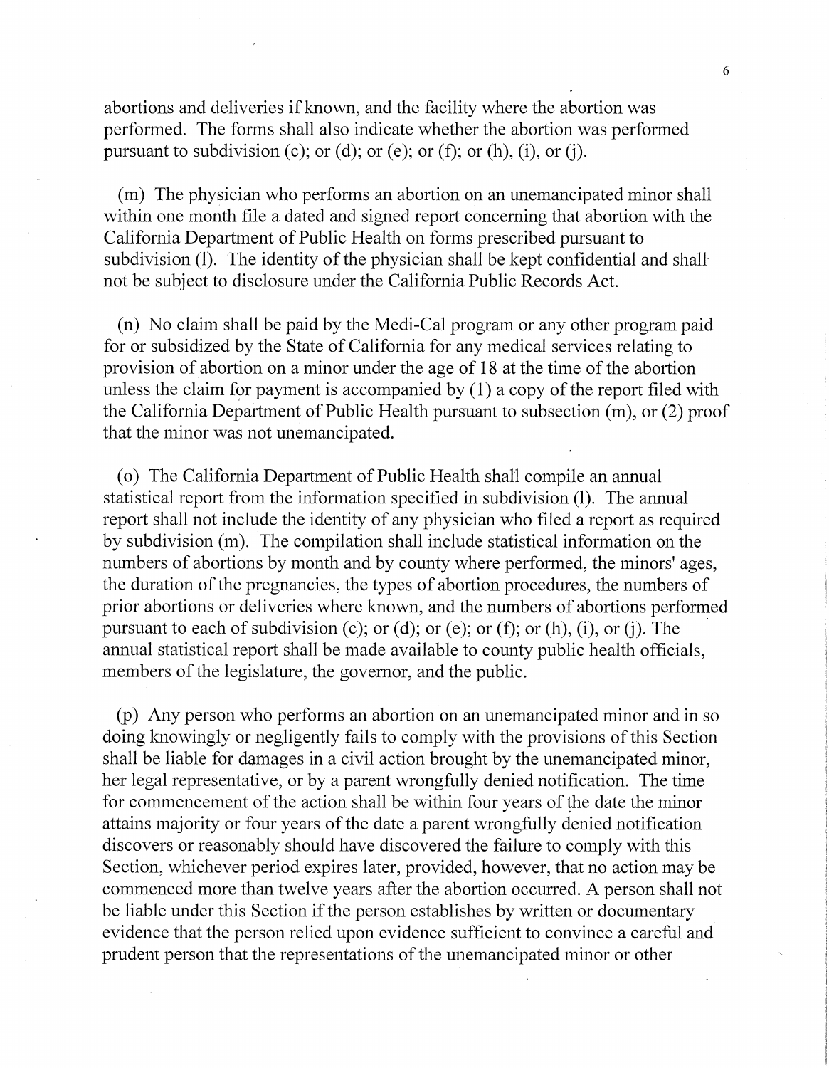abortions and deliveries if known, and the facility where the abortion was performed. The forms shall also indicate whether the abortion was performed pursuant to subdivision (c); or (d); or (e); or (f); or (h), (i), or (j).

(m) The physician who performs an abortion on an unemancipated minor shall within one month file a dated and signed report concerning that abortion with the California Department of Public Health on forms prescribed pursuant to subdivision (l). The identity of the physician shall be kept confidential and shall not be subject to disclosure under the California Public Records Act.

(n) No claim shall be paid by the Medi-Cal program or any other program paid for or subsidized by the State of California for any medical services relating to provision of abortion on a minor under the age of 18 at the time of the abortion unless the claim for payment is accompanied by (1) a copy of the report filed with the California Department of Public Health pursuant to subsection (m), or (2) proof that the minor was not unemancipated.

(o) The California Department of Public Health shall compile an annual statistical report from the information specified in subdivision (l). The annual report shall not include the identity of any physician who filed a report as required by subdivision (m). The compilation shall include statistical information on the numbers of abortions by month and by county where performed, the minors' ages, the duration of the pregnancies, the types of abortion procedures, the numbers of prior abortions or deliveries where known, and the numbers of abortions performed pursuant to each of subdivision (c); or (d); or (e); or (f); or (h), (i), or (j). The annual statistical report shall be made available to county public health officials, members of the legislature, the governor, and the public.

(p) Any person who performs an abortion on an unemancipated minor and in so doing knowingly or negligently fails to comply with the provisions of this Section shall be liable for damages in a civil action brought by the unemancipated minor, her legal representative, or by a parent wrongfully denied notification. The time for commencement of the action shall be within four years of the date the minor attains majority or four years of the date a parent wrongfully denied notification discovers or reasonably should have discovered the failure to comply with this Section, whichever period expires later, provided, however, that no action may be commenced more than twelve years after the abortion occurred. A person shall not be liable under this Section if the person establishes by written or documentary evidence that the person relied upon evidence sufficient to convince a careful and prudent person that the representations of the unemancipated minor or other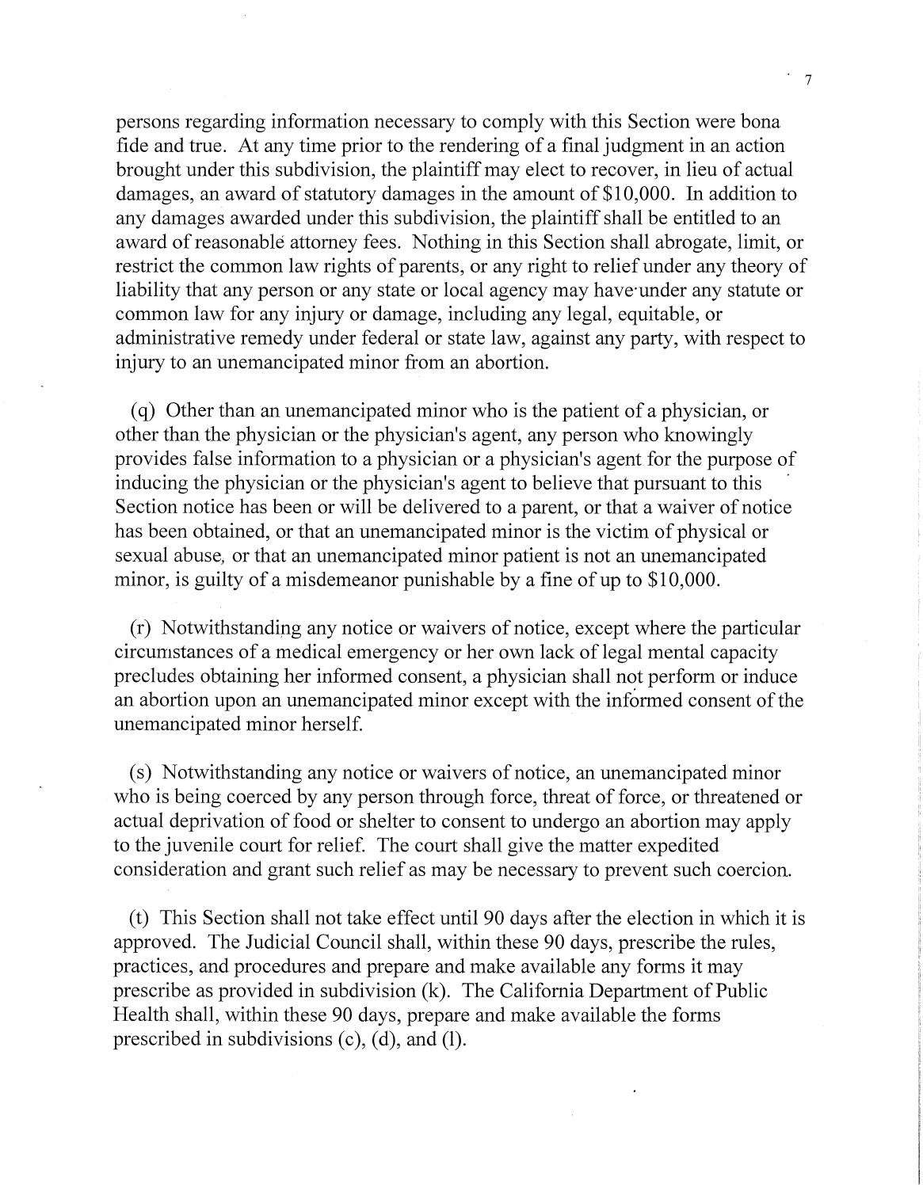persons regarding information necessary to comply with this Section were bona fide and true. At any time prior to the rendering of a final judgment in an action brought under this subdivision, the plaintiff may elect to recover, in lieu of actual damages, an award of statutory damages in the amount of $10,000. In addition to any damages awarded under this subdivision, the plaintiff shall be entitled to an award of reasonable attorney fees. Nothing in this Section shall abrogate, limit, or restrict the common law rights of parents, or any right to relief under any theory of liability that any person or any state or local agency may have under any statute or common law for any injury or damage, including any legal, equitable, or administrative remedy under federal or state law, against any party, with respect to injury to an unemancipated minor from an abortion.

(q) Other than an unemancipated minor who is the patient of a physician, or other than the physician or the physician's agent, any person who knowingly provides false information to a physician or a physician's agent for the purpose of inducing the physician or the physician's agent to believe that pursuant to this Section notice has been or will be delivered to a parent, or that a waiver of notice has been obtained, or that an unemancipated minor is the victim of physical or sexual abuse, or that an unemancipated minor patient is not an unemancipated minor, is guilty of a misdemeanor punishable by a fine of up to $10,000.

(r) Notwithstanding any notice or waivers of notice, except where the particular circumstances of a medical emergency or her own lack of legal mental capacity precludes obtaining her informed consent, a physician shall not perform or induce an abortion upon an unemancipated minor except with the informed consent of the unemancipated minor herself.

(s) Notwithstanding any notice or waivers of notice, an unemancipated minor who is being coerced by any person through force, threat of force, or threatened or actual deprivation of food or shelter to consent to undergo an abortion may apply to the juvenile court for relief. The court shall give the matter expedited consideration and grant such relief as may be necessary to prevent such coercion.

(t) This Section shall not take effect until 90 days after the election in which it is approved. The Judicial Council shall, within these 90 days, prescribe the rules, practices, and procedures and prepare and make available any forms it may prescribe as provided in subdivision (k). The California Department of Public Health shall, within these 90 days, prepare and make available the forms prescribed in subdivisions (c), (d), and (l).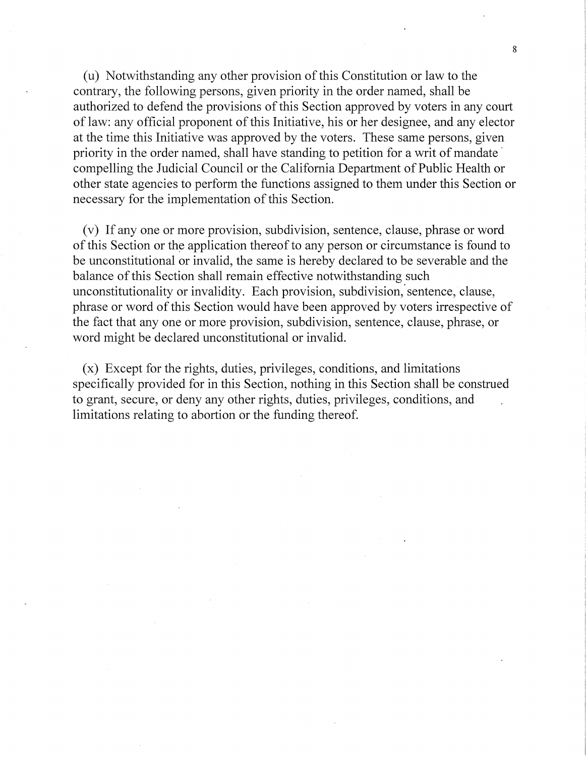(u) Notwithstanding any other provision of this Constitution or law to the contrary, the following persons, given priority in the order named, shall be authorized to defend the provisions of this Section approved by voters in any court of law: any official proponent of this Initiative, his or her designee, and any elector at the time this Initiative was approved by the voters. These same persons, given priority in the order named, shall have standing to petition for a writ of mandate compelling the Judicial Council or the California Department of Public Health or other state agencies to perform the functions assigned to them under this Section or necessary for the implementation of this Section.

(v) If any one or more provision, subdivision, sentence, clause, phrase or word of this Section or the application thereof to any person or circumstance is found to be unconstitutional or invalid, the same is hereby declared to be severable and the balance of this Section shall remain effective notwithstanding such unconstitutionality or invalidity. Each provision, subdivision, sentence, clause, phrase or word of this Section would have been approved by voters irrespective of the fact that any one or more provision, subdivision, sentence, clause, phrase, or word might be declared unconstitutional or invalid.

(x) Except for the rights, duties, privileges, conditions, and limitations specifically provided for in this Section, nothing in this Section shall be construed to grant, secure, or deny any other rights, duties, privileges, conditions, and limitations relating to abortion or the funding thereof.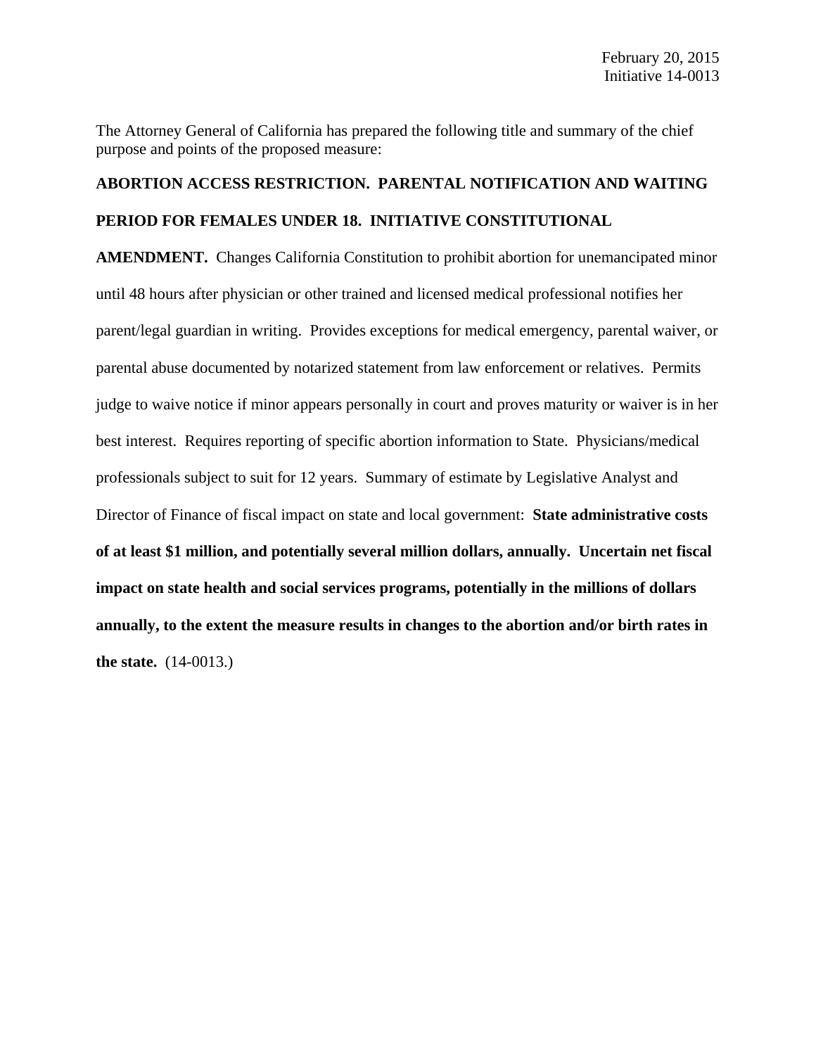February 20, 2015
Initiative 14-0013

The Attorney General of California has prepared the following title and summary of the chief purpose and points of the proposed measure:

**ABORTION ACCESS RESTRICTION. PARENTAL NOTIFICATION AND WAITING PERIOD FOR FEMALES UNDER 18. INITIATIVE CONSTITUTIONAL AMENDMENT.** Changes California Constitution to prohibit abortion for unemancipated minor until 48 hours after physician or other trained and licensed medical professional notifies her parent/legal guardian in writing. Provides exceptions for medical emergency, parental waiver, or parental abuse documented by notarized statement from law enforcement or relatives. Permits judge to waive notice if minor appears personally in court and proves maturity or waiver is in her best interest. Requires reporting of specific abortion information to State. Physicians/medical professionals subject to suit for 12 years. Summary of estimate by Legislative Analyst and Director of Finance of fiscal impact on state and local government: **State administrative costs of at least $1 million, and potentially several million dollars, annually. Uncertain net fiscal impact on state health and social services programs, potentially in the millions of dollars annually, to the extent the measure results in changes to the abortion and/or birth rates in the state.** (14-0013.)